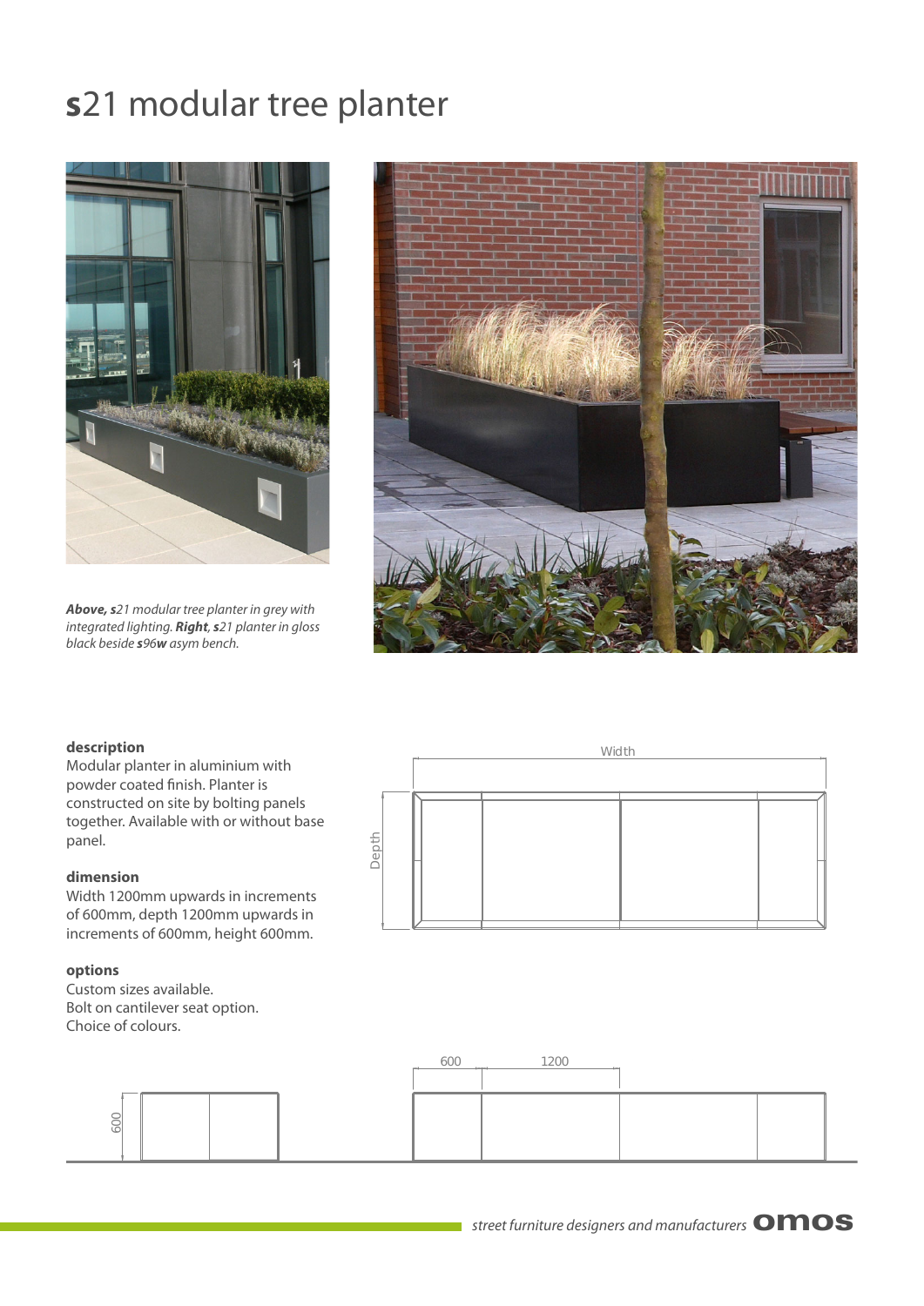# **s**21 modular tree planter

***Above, s****21 modular tree planter in grey with integrated lighting.* ***Right, s****21 planter in gloss black beside* ***s****96****w*** *asym bench.*

**description**
Modular planter in aluminium with powder coated finish. Planter is constructed on site by bolting panels together. Available with or without base panel.

**dimension**
Width 1200mm upwards in increments of 600mm, depth 1200mm upwards in increments of 600mm, height 600mm.

**options**
Custom sizes available.
Bolt on cantilever seat option.
Choice of colours.

Width

Depth

600

1200

600

*street furniture designers and manufacturers* **omos**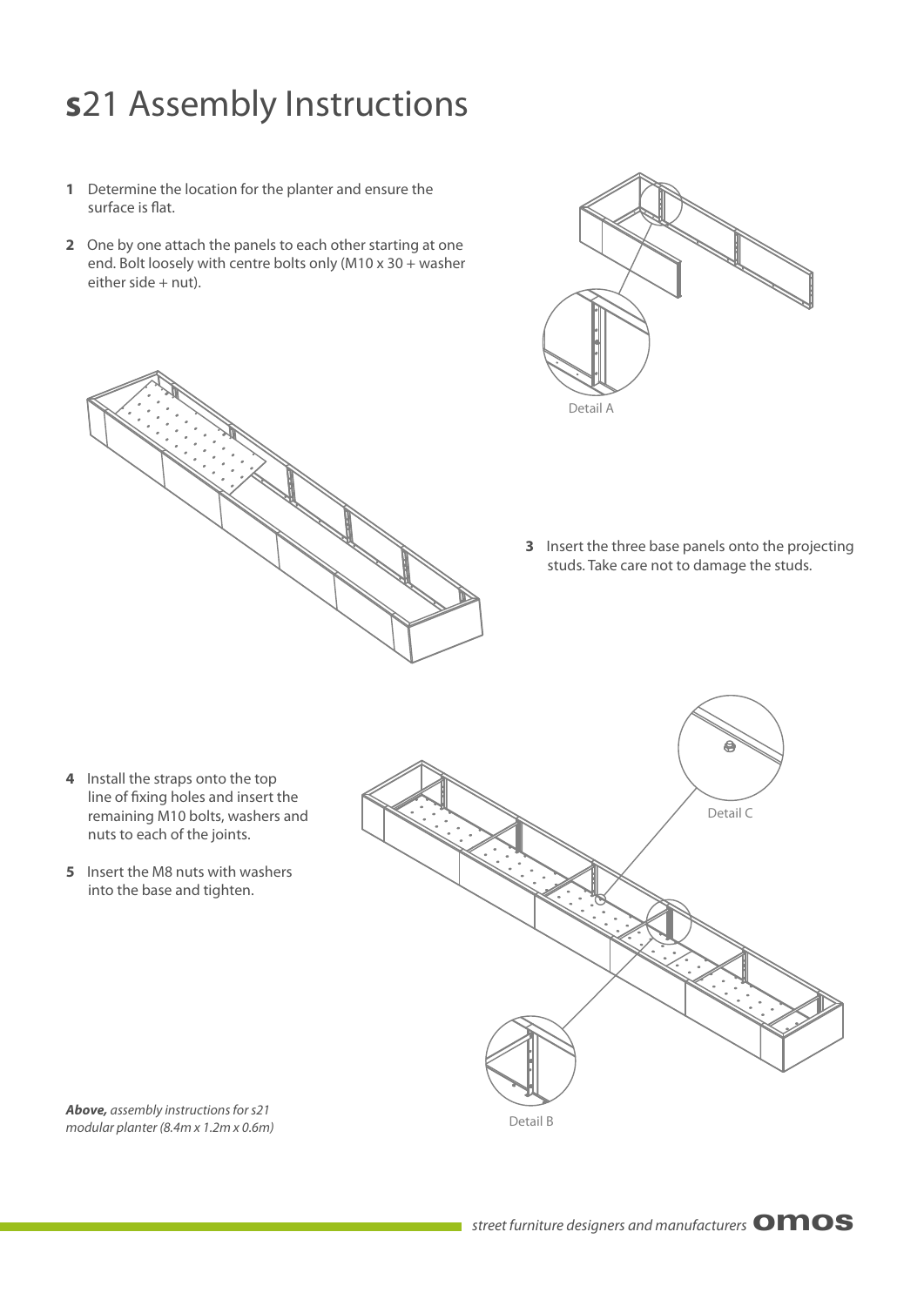# **s**21 Assembly Instructions

**1** Determine the location for the planter and ensure the surface is flat.

**2** One by one attach the panels to each other starting at one end. Bolt loosely with centre bolts only (M10 x 30 + washer either side + nut).

Detail A

**3** Insert the three base panels onto the projecting studs. Take care not to damage the studs.

**4** Install the straps onto the top line of fixing holes and insert the remaining M10 bolts, washers and nuts to each of the joints.

**5** Insert the M8 nuts with washers into the base and tighten.

Detail C

Detail B

***Above,*** *assembly instructions for s21 modular planter (8.4m x 1.2m x 0.6m)*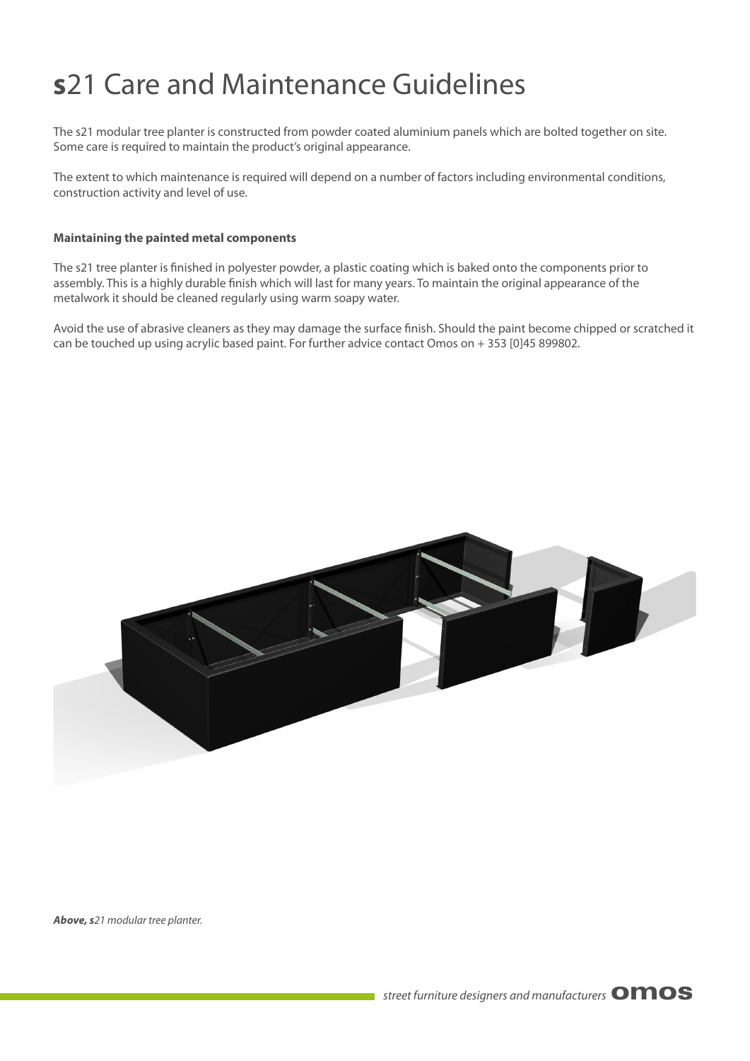# **s**21 Care and Maintenance Guidelines

The s21 modular tree planter is constructed from powder coated aluminium panels which are bolted together on site. Some care is required to maintain the product's original appearance.

The extent to which maintenance is required will depend on a number of factors including environmental conditions, construction activity and level of use.

**Maintaining the painted metal components**

The s21 tree planter is finished in polyester powder, a plastic coating which is baked onto the components prior to assembly. This is a highly durable finish which will last for many years. To maintain the original appearance of the metalwork it should be cleaned regularly using warm soapy water.

Avoid the use of abrasive cleaners as they may damage the surface finish. Should the paint become chipped or scratched it can be touched up using acrylic based paint. For further advice contact Omos on + 353 [0]45 899802.

***Above, s****21 modular tree planter.*